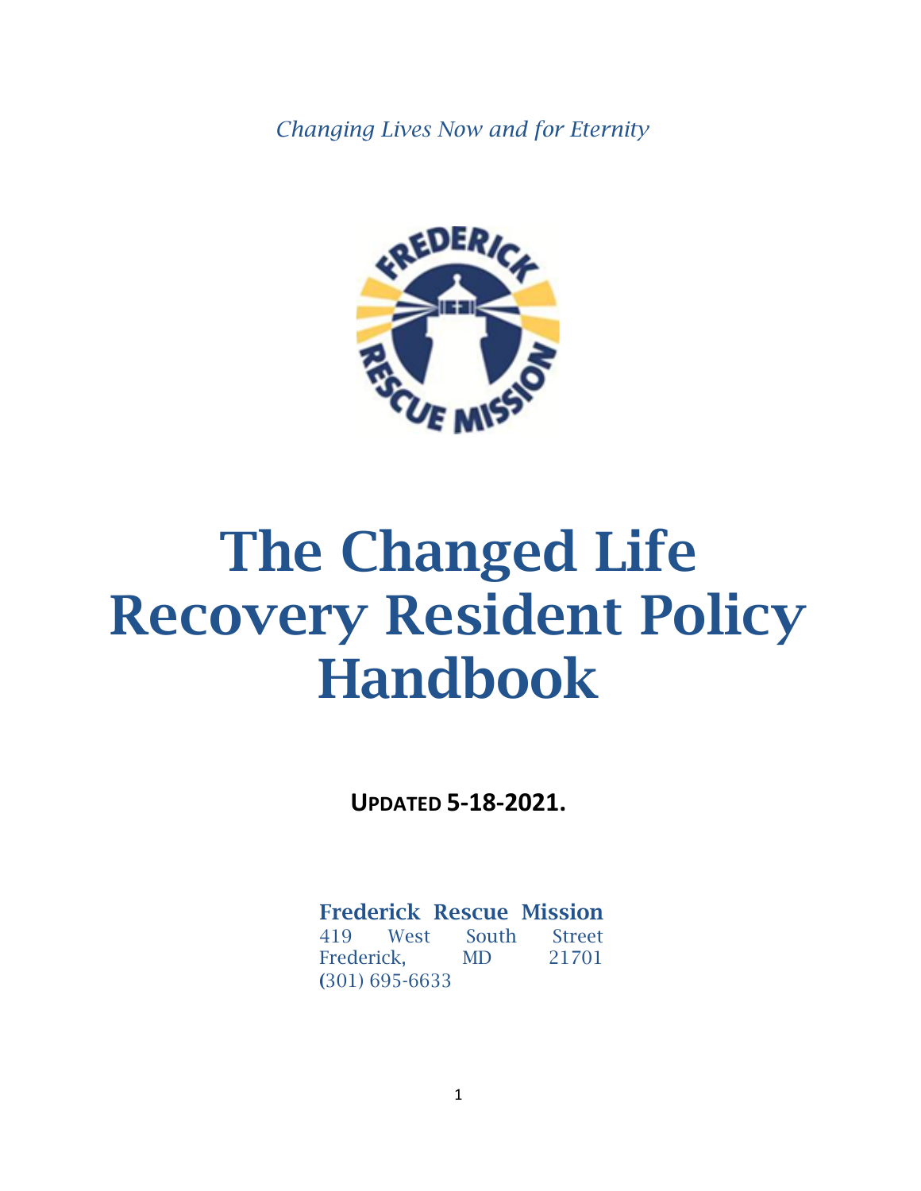*Changing Lives Now and for Eternity*

# The Changed Life Recovery Resident Policy Handbook

**UPDATED 5-18-2021.**

**Frederick Rescue Mission**
419 West South Street
Frederick, MD 21701
(301) 695-6633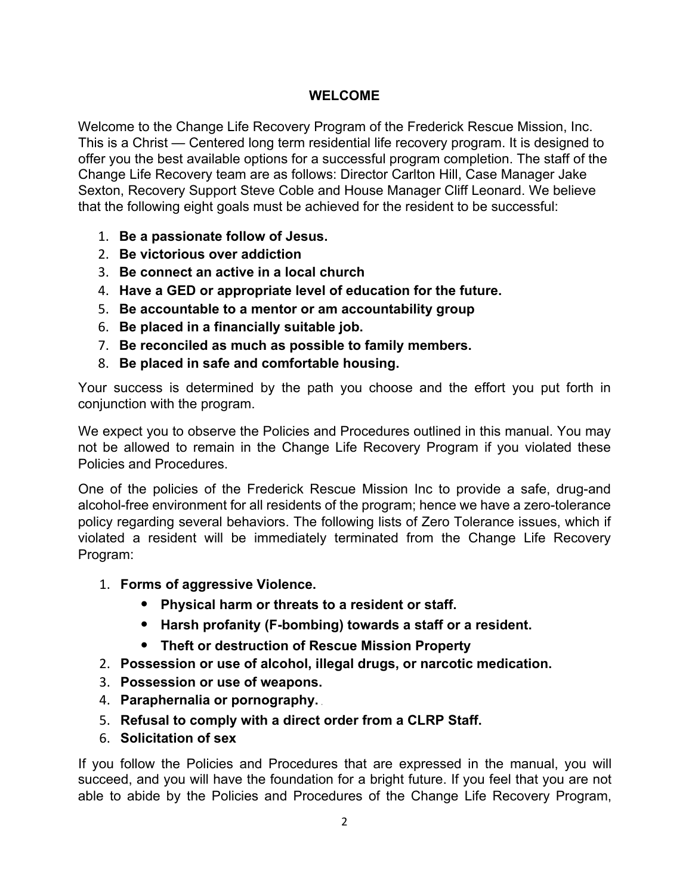# WELCOME

Welcome to the Change Life Recovery Program of the Frederick Rescue Mission, Inc. This is a Christ — Centered long term residential life recovery program. It is designed to offer you the best available options for a successful program completion. The staff of the Change Life Recovery team are as follows: Director Carlton Hill, Case Manager Jake Sexton, Recovery Support Steve Coble and House Manager Cliff Leonard. We believe that the following eight goals must be achieved for the resident to be successful:

1. **Be a passionate follow of Jesus.**
2. **Be victorious over addiction**
3. **Be connect an active in a local church**
4. **Have a GED or appropriate level of education for the future.**
5. **Be accountable to a mentor or am accountability group**
6. **Be placed in a financially suitable job.**
7. **Be reconciled as much as possible to family members.**
8. **Be placed in safe and comfortable housing.**

Your success is determined by the path you choose and the effort you put forth in conjunction with the program.

We expect you to observe the Policies and Procedures outlined in this manual. You may not be allowed to remain in the Change Life Recovery Program if you violated these Policies and Procedures.

One of the policies of the Frederick Rescue Mission Inc to provide a safe, drug-and alcohol-free environment for all residents of the program; hence we have a zero-tolerance policy regarding several behaviors. The following lists of Zero Tolerance issues, which if violated a resident will be immediately terminated from the Change Life Recovery Program:

1. **Forms of aggressive Violence.**
   - **Physical harm or threats to a resident or staff.**
   - **Harsh profanity (F-bombing) towards a staff or a resident.**
   - **Theft or destruction of Rescue Mission Property**
2. **Possession or use of alcohol, illegal drugs, or narcotic medication.**
3. **Possession or use of weapons.**
4. **Paraphernalia or pornography.**
5. **Refusal to comply with a direct order from a CLRP Staff.**
6. **Solicitation of sex**

If you follow the Policies and Procedures that are expressed in the manual, you will succeed, and you will have the foundation for a bright future. If you feel that you are not able to abide by the Policies and Procedures of the Change Life Recovery Program,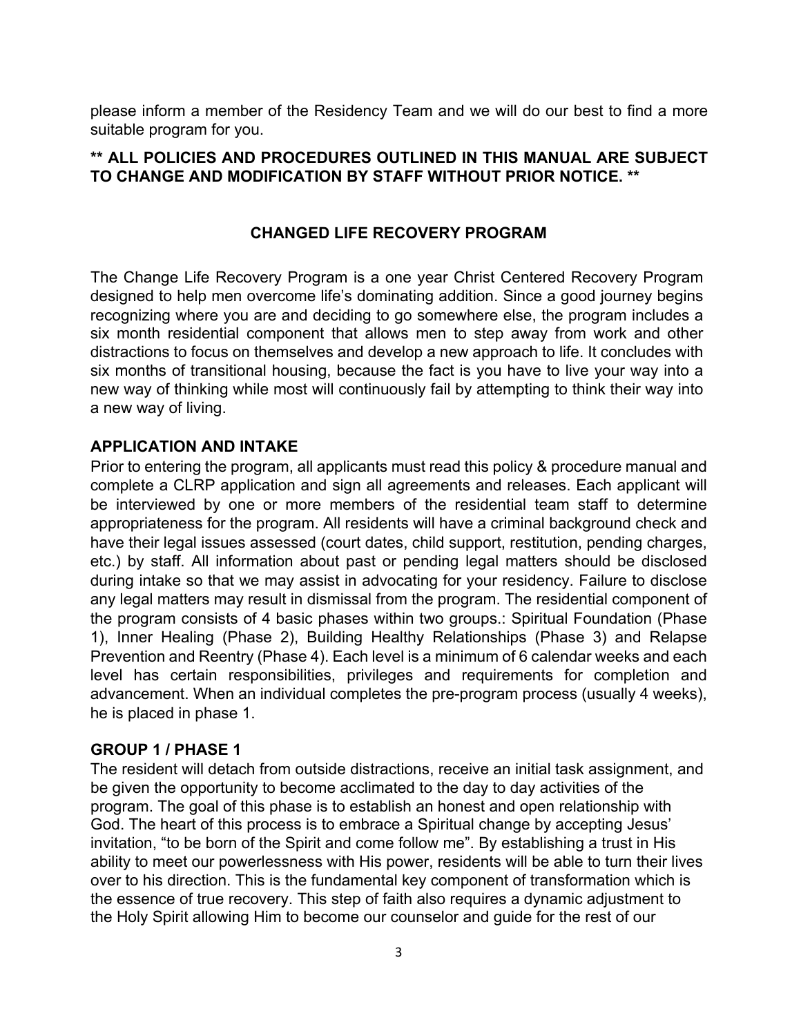please inform a member of the Residency Team and we will do our best to find a more suitable program for you.

**\*\* ALL POLICIES AND PROCEDURES OUTLINED IN THIS MANUAL ARE SUBJECT TO CHANGE AND MODIFICATION BY STAFF WITHOUT PRIOR NOTICE. \*\***

## CHANGED LIFE RECOVERY PROGRAM

The Change Life Recovery Program is a one year Christ Centered Recovery Program designed to help men overcome life's dominating addition. Since a good journey begins recognizing where you are and deciding to go somewhere else, the program includes a six month residential component that allows men to step away from work and other distractions to focus on themselves and develop a new approach to life. It concludes with six months of transitional housing, because the fact is you have to live your way into a new way of thinking while most will continuously fail by attempting to think their way into a new way of living.

### APPLICATION AND INTAKE

Prior to entering the program, all applicants must read this policy & procedure manual and complete a CLRP application and sign all agreements and releases. Each applicant will be interviewed by one or more members of the residential team staff to determine appropriateness for the program. All residents will have a criminal background check and have their legal issues assessed (court dates, child support, restitution, pending charges, etc.) by staff. All information about past or pending legal matters should be disclosed during intake so that we may assist in advocating for your residency. Failure to disclose any legal matters may result in dismissal from the program. The residential component of the program consists of 4 basic phases within two groups.: Spiritual Foundation (Phase 1), Inner Healing (Phase 2), Building Healthy Relationships (Phase 3) and Relapse Prevention and Reentry (Phase 4). Each level is a minimum of 6 calendar weeks and each level has certain responsibilities, privileges and requirements for completion and advancement. When an individual completes the pre-program process (usually 4 weeks), he is placed in phase 1.

### GROUP 1 / PHASE 1

The resident will detach from outside distractions, receive an initial task assignment, and be given the opportunity to become acclimated to the day to day activities of the program. The goal of this phase is to establish an honest and open relationship with God. The heart of this process is to embrace a Spiritual change by accepting Jesus' invitation, "to be born of the Spirit and come follow me". By establishing a trust in His ability to meet our powerlessness with His power, residents will be able to turn their lives over to his direction. This is the fundamental key component of transformation which is the essence of true recovery. This step of faith also requires a dynamic adjustment to the Holy Spirit allowing Him to become our counselor and guide for the rest of our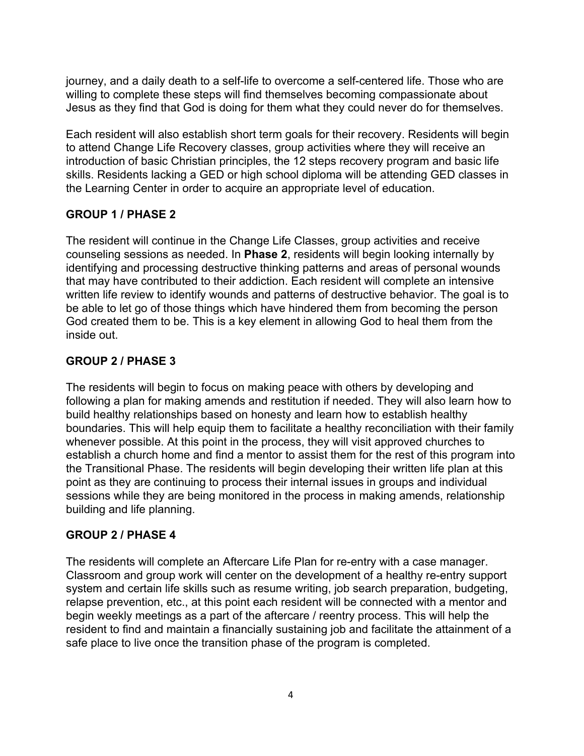journey, and a daily death to a self-life to overcome a self-centered life. Those who are willing to complete these steps will find themselves becoming compassionate about Jesus as they find that God is doing for them what they could never do for themselves.

Each resident will also establish short term goals for their recovery. Residents will begin to attend Change Life Recovery classes, group activities where they will receive an introduction of basic Christian principles, the 12 steps recovery program and basic life skills. Residents lacking a GED or high school diploma will be attending GED classes in the Learning Center in order to acquire an appropriate level of education.

### GROUP 1 / PHASE 2

The resident will continue in the Change Life Classes, group activities and receive counseling sessions as needed. In **Phase 2**, residents will begin looking internally by identifying and processing destructive thinking patterns and areas of personal wounds that may have contributed to their addiction. Each resident will complete an intensive written life review to identify wounds and patterns of destructive behavior. The goal is to be able to let go of those things which have hindered them from becoming the person God created them to be. This is a key element in allowing God to heal them from the inside out.

### GROUP 2 / PHASE 3

The residents will begin to focus on making peace with others by developing and following a plan for making amends and restitution if needed. They will also learn how to build healthy relationships based on honesty and learn how to establish healthy boundaries. This will help equip them to facilitate a healthy reconciliation with their family whenever possible. At this point in the process, they will visit approved churches to establish a church home and find a mentor to assist them for the rest of this program into the Transitional Phase. The residents will begin developing their written life plan at this point as they are continuing to process their internal issues in groups and individual sessions while they are being monitored in the process in making amends, relationship building and life planning.

### GROUP 2 / PHASE 4

The residents will complete an Aftercare Life Plan for re-entry with a case manager. Classroom and group work will center on the development of a healthy re-entry support system and certain life skills such as resume writing, job search preparation, budgeting, relapse prevention, etc., at this point each resident will be connected with a mentor and begin weekly meetings as a part of the aftercare / reentry process. This will help the resident to find and maintain a financially sustaining job and facilitate the attainment of a safe place to live once the transition phase of the program is completed.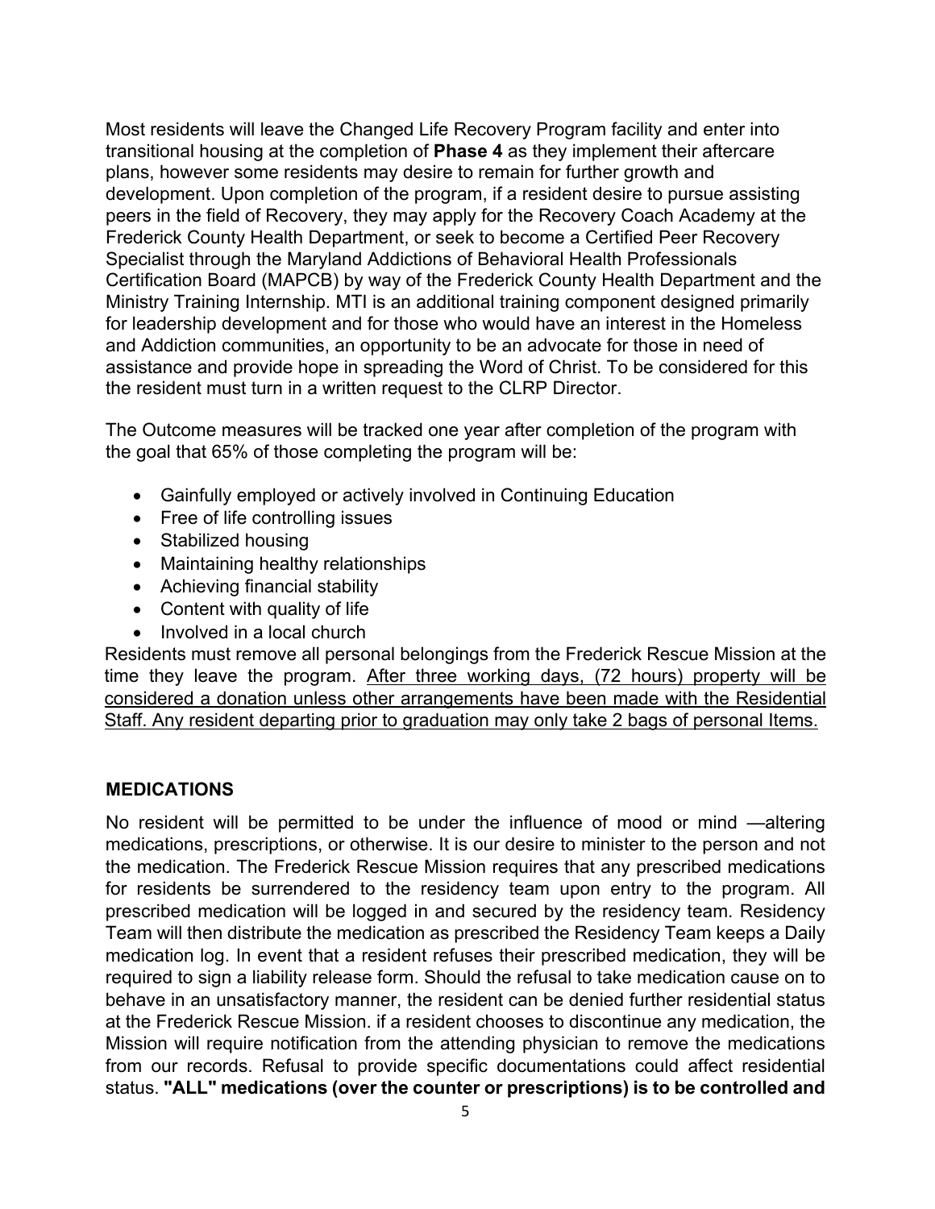Most residents will leave the Changed Life Recovery Program facility and enter into transitional housing at the completion of **Phase 4** as they implement their aftercare plans, however some residents may desire to remain for further growth and development. Upon completion of the program, if a resident desire to pursue assisting peers in the field of Recovery, they may apply for the Recovery Coach Academy at the Frederick County Health Department, or seek to become a Certified Peer Recovery Specialist through the Maryland Addictions of Behavioral Health Professionals Certification Board (MAPCB) by way of the Frederick County Health Department and the Ministry Training Internship. MTI is an additional training component designed primarily for leadership development and for those who would have an interest in the Homeless and Addiction communities, an opportunity to be an advocate for those in need of assistance and provide hope in spreading the Word of Christ. To be considered for this the resident must turn in a written request to the CLRP Director.

The Outcome measures will be tracked one year after completion of the program with the goal that 65% of those completing the program will be:

- Gainfully employed or actively involved in Continuing Education
- Free of life controlling issues
- Stabilized housing
- Maintaining healthy relationships
- Achieving financial stability
- Content with quality of life
- Involved in a local church

Residents must remove all personal belongings from the Frederick Rescue Mission at the time they leave the program. <u>After three working days, (72 hours) property will be considered a donation unless other arrangements have been made with the Residential Staff. Any resident departing prior to graduation may only take 2 bags of personal Items.</u>

## MEDICATIONS

No resident will be permitted to be under the influence of mood or mind —altering medications, prescriptions, or otherwise. It is our desire to minister to the person and not the medication. The Frederick Rescue Mission requires that any prescribed medications for residents be surrendered to the residency team upon entry to the program. All prescribed medication will be logged in and secured by the residency team. Residency Team will then distribute the medication as prescribed the Residency Team keeps a Daily medication log. In event that a resident refuses their prescribed medication, they will be required to sign a liability release form. Should the refusal to take medication cause on to behave in an unsatisfactory manner, the resident can be denied further residential status at the Frederick Rescue Mission. if a resident chooses to discontinue any medication, the Mission will require notification from the attending physician to remove the medications from our records. Refusal to provide specific documentations could affect residential status. **"ALL" medications (over the counter or prescriptions) is to be controlled and**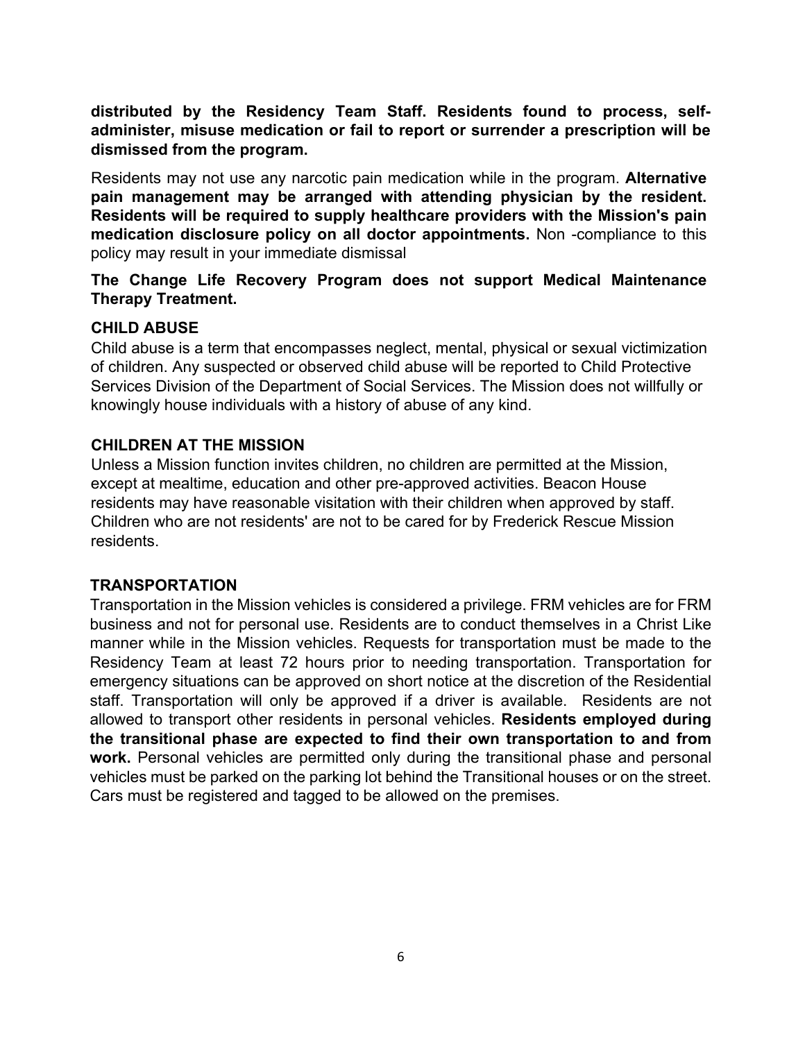**distributed by the Residency Team Staff. Residents found to process, self-administer, misuse medication or fail to report or surrender a prescription will be dismissed from the program.**

Residents may not use any narcotic pain medication while in the program. **Alternative pain management may be arranged with attending physician by the resident. Residents will be required to supply healthcare providers with the Mission's pain medication disclosure policy on all doctor appointments.** Non -compliance to this policy may result in your immediate dismissal

**The Change Life Recovery Program does not support Medical Maintenance Therapy Treatment.**

## CHILD ABUSE

Child abuse is a term that encompasses neglect, mental, physical or sexual victimization of children. Any suspected or observed child abuse will be reported to Child Protective Services Division of the Department of Social Services. The Mission does not willfully or knowingly house individuals with a history of abuse of any kind.

## CHILDREN AT THE MISSION

Unless a Mission function invites children, no children are permitted at the Mission, except at mealtime, education and other pre-approved activities. Beacon House residents may have reasonable visitation with their children when approved by staff. Children who are not residents' are not to be cared for by Frederick Rescue Mission residents.

## TRANSPORTATION

Transportation in the Mission vehicles is considered a privilege. FRM vehicles are for FRM business and not for personal use. Residents are to conduct themselves in a Christ Like manner while in the Mission vehicles. Requests for transportation must be made to the Residency Team at least 72 hours prior to needing transportation. Transportation for emergency situations can be approved on short notice at the discretion of the Residential staff. Transportation will only be approved if a driver is available. Residents are not allowed to transport other residents in personal vehicles. **Residents employed during the transitional phase are expected to find their own transportation to and from work.** Personal vehicles are permitted only during the transitional phase and personal vehicles must be parked on the parking lot behind the Transitional houses or on the street. Cars must be registered and tagged to be allowed on the premises.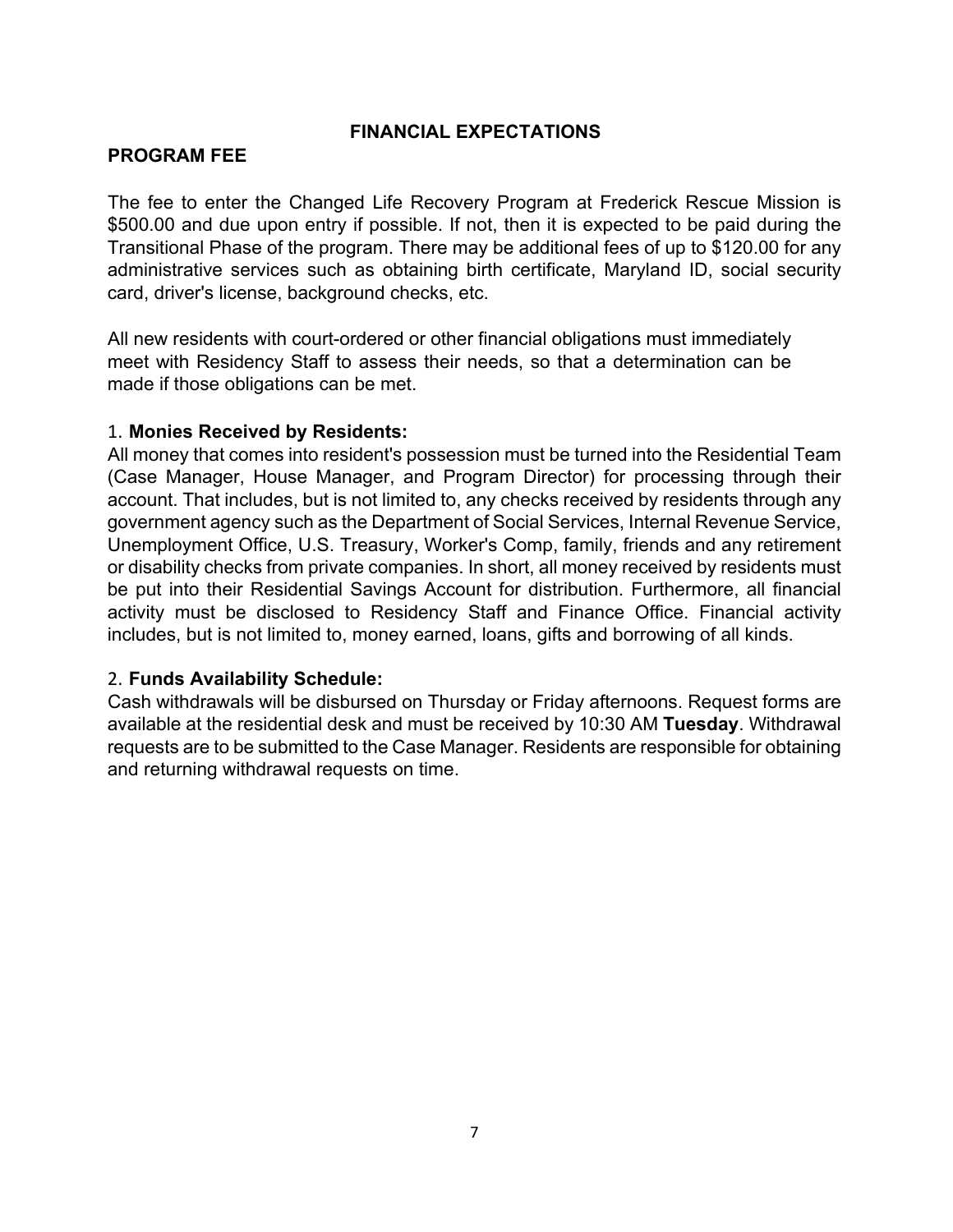## FINANCIAL EXPECTATIONS

### PROGRAM FEE

The fee to enter the Changed Life Recovery Program at Frederick Rescue Mission is $500.00 and due upon entry if possible. If not, then it is expected to be paid during the Transitional Phase of the program. There may be additional fees of up to $120.00 for any administrative services such as obtaining birth certificate, Maryland ID, social security card, driver's license, background checks, etc.

All new residents with court-ordered or other financial obligations must immediately meet with Residency Staff to assess their needs, so that a determination can be made if those obligations can be met.

1. **Monies Received by Residents:**
All money that comes into resident's possession must be turned into the Residential Team (Case Manager, House Manager, and Program Director) for processing through their account. That includes, but is not limited to, any checks received by residents through any government agency such as the Department of Social Services, Internal Revenue Service, Unemployment Office, U.S. Treasury, Worker's Comp, family, friends and any retirement or disability checks from private companies. In short, all money received by residents must be put into their Residential Savings Account for distribution. Furthermore, all financial activity must be disclosed to Residency Staff and Finance Office. Financial activity includes, but is not limited to, money earned, loans, gifts and borrowing of all kinds.

2. **Funds Availability Schedule:**
Cash withdrawals will be disbursed on Thursday or Friday afternoons. Request forms are available at the residential desk and must be received by 10:30 AM **Tuesday**. Withdrawal requests are to be submitted to the Case Manager. Residents are responsible for obtaining and returning withdrawal requests on time.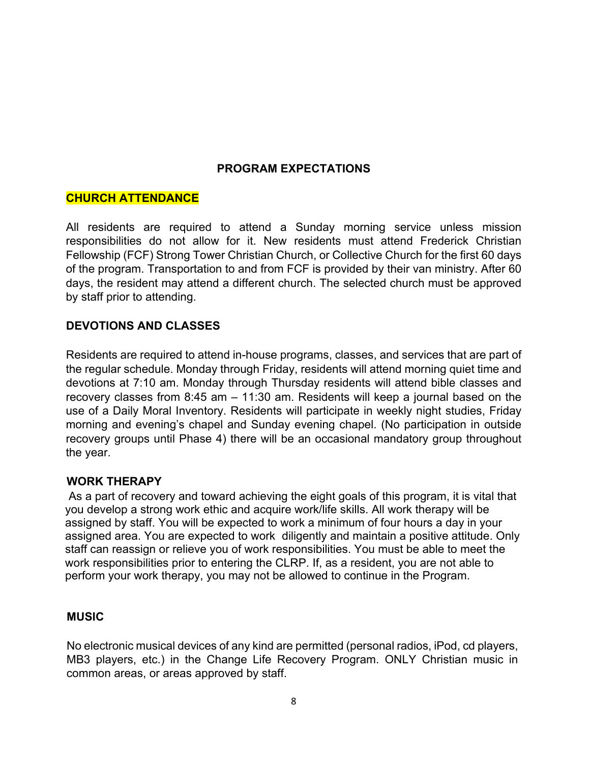## PROGRAM EXPECTATIONS

### CHURCH ATTENDANCE

All residents are required to attend a Sunday morning service unless mission responsibilities do not allow for it. New residents must attend Frederick Christian Fellowship (FCF) Strong Tower Christian Church, or Collective Church for the first 60 days of the program. Transportation to and from FCF is provided by their van ministry. After 60 days, the resident may attend a different church. The selected church must be approved by staff prior to attending.

### DEVOTIONS AND CLASSES

Residents are required to attend in-house programs, classes, and services that are part of the regular schedule. Monday through Friday, residents will attend morning quiet time and devotions at 7:10 am. Monday through Thursday residents will attend bible classes and recovery classes from 8:45 am – 11:30 am. Residents will keep a journal based on the use of a Daily Moral Inventory. Residents will participate in weekly night studies, Friday morning and evening's chapel and Sunday evening chapel. (No participation in outside recovery groups until Phase 4) there will be an occasional mandatory group throughout the year.

### WORK THERAPY

As a part of recovery and toward achieving the eight goals of this program, it is vital that you develop a strong work ethic and acquire work/life skills. All work therapy will be assigned by staff. You will be expected to work a minimum of four hours a day in your assigned area. You are expected to work diligently and maintain a positive attitude. Only staff can reassign or relieve you of work responsibilities. You must be able to meet the work responsibilities prior to entering the CLRP. If, as a resident, you are not able to perform your work therapy, you may not be allowed to continue in the Program.

### MUSIC

No electronic musical devices of any kind are permitted (personal radios, iPod, cd players, MB3 players, etc.) in the Change Life Recovery Program. ONLY Christian music in common areas, or areas approved by staff.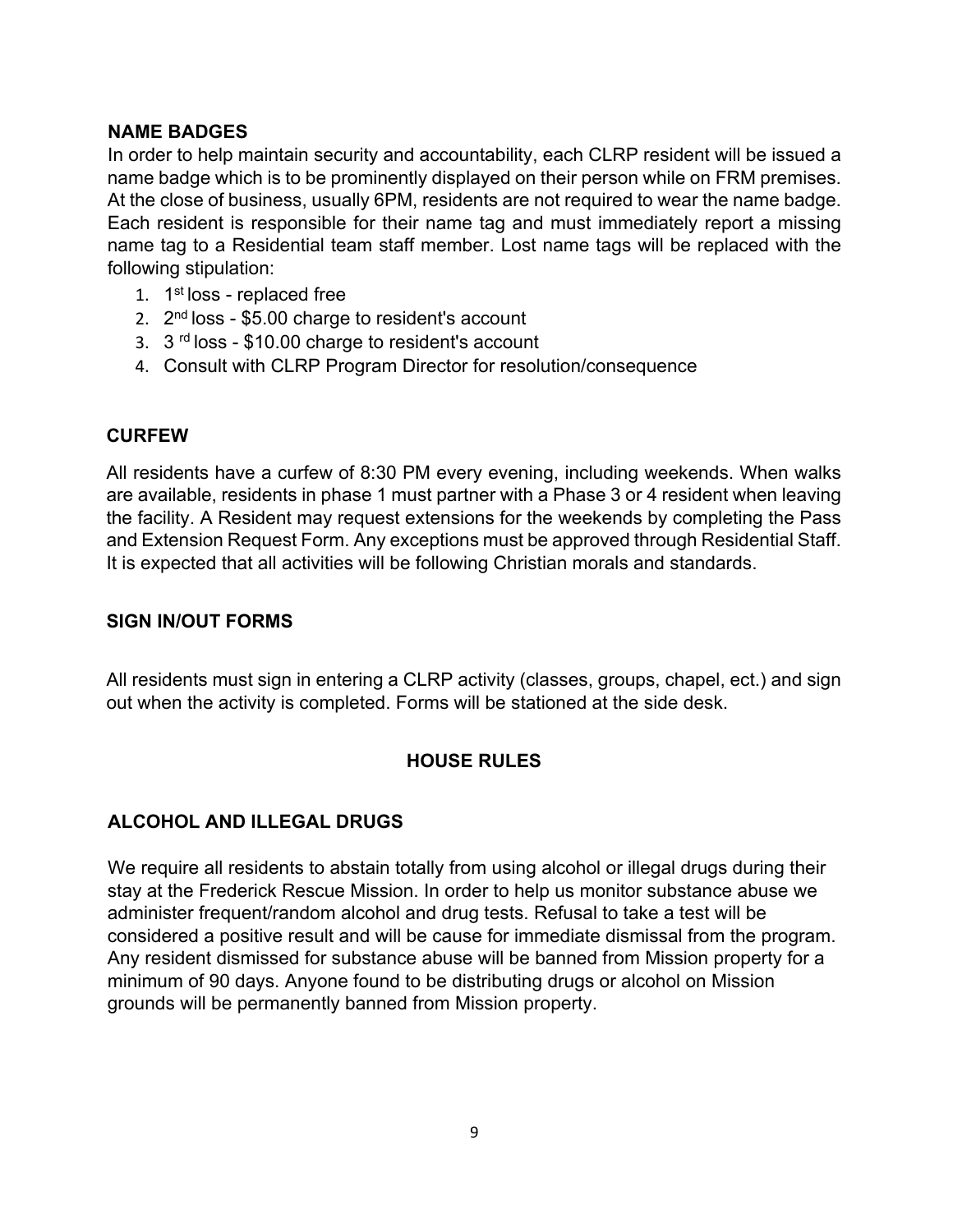## NAME BADGES

In order to help maintain security and accountability, each CLRP resident will be issued a name badge which is to be prominently displayed on their person while on FRM premises. At the close of business, usually 6PM, residents are not required to wear the name badge. Each resident is responsible for their name tag and must immediately report a missing name tag to a Residential team staff member. Lost name tags will be replaced with the following stipulation:

1. 1st loss - replaced free
2. 2nd loss - $5.00 charge to resident's account
3. 3 rd loss - $10.00 charge to resident's account
4. Consult with CLRP Program Director for resolution/consequence

## CURFEW

All residents have a curfew of 8:30 PM every evening, including weekends. When walks are available, residents in phase 1 must partner with a Phase 3 or 4 resident when leaving the facility. A Resident may request extensions for the weekends by completing the Pass and Extension Request Form. Any exceptions must be approved through Residential Staff. It is expected that all activities will be following Christian morals and standards.

## SIGN IN/OUT FORMS

All residents must sign in entering a CLRP activity (classes, groups, chapel, ect.) and sign out when the activity is completed. Forms will be stationed at the side desk.

# HOUSE RULES

## ALCOHOL AND ILLEGAL DRUGS

We require all residents to abstain totally from using alcohol or illegal drugs during their stay at the Frederick Rescue Mission. In order to help us monitor substance abuse we administer frequent/random alcohol and drug tests. Refusal to take a test will be considered a positive result and will be cause for immediate dismissal from the program. Any resident dismissed for substance abuse will be banned from Mission property for a minimum of 90 days. Anyone found to be distributing drugs or alcohol on Mission grounds will be permanently banned from Mission property.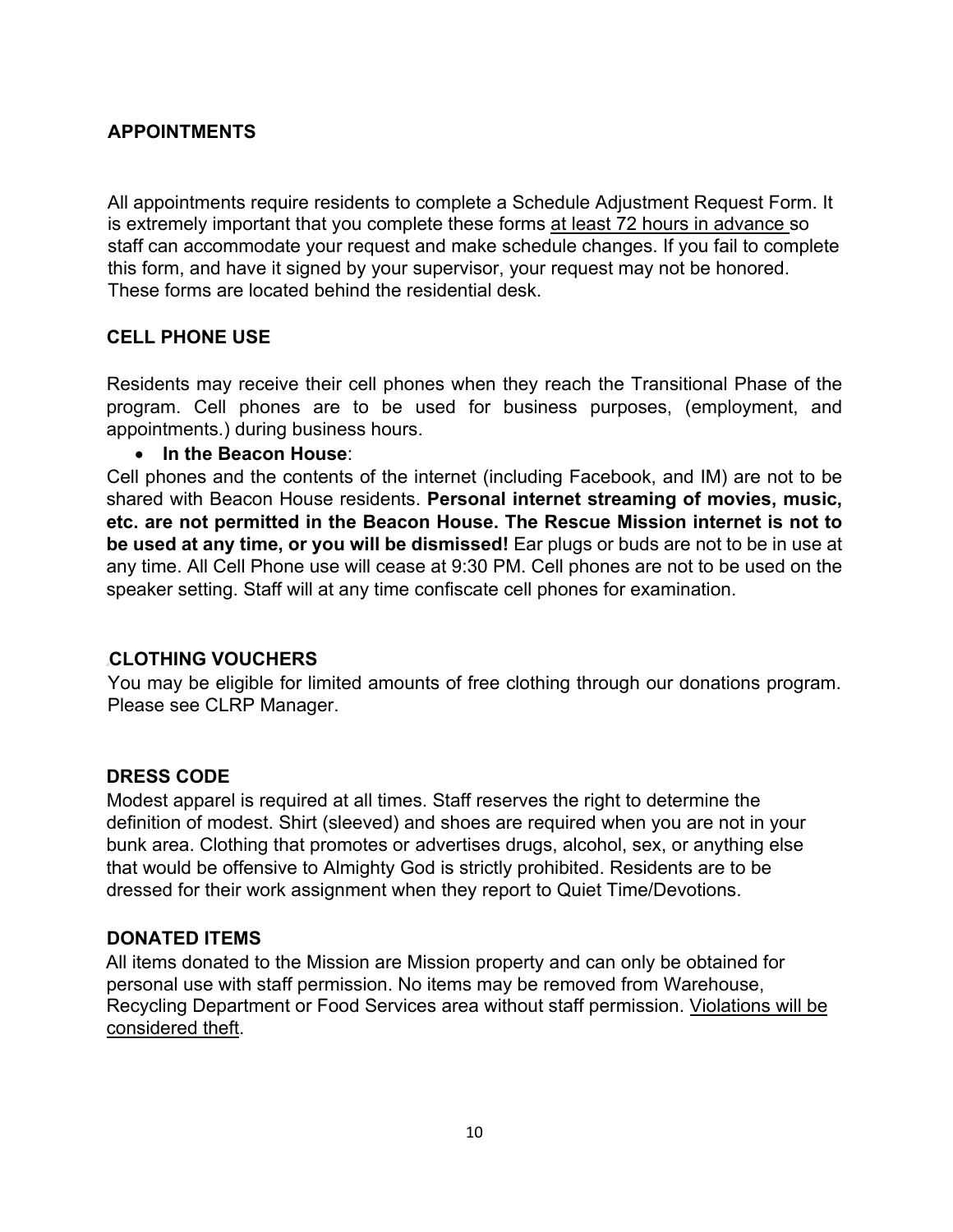## APPOINTMENTS

All appointments require residents to complete a Schedule Adjustment Request Form. It is extremely important that you complete these forms <u>at least 72 hours in advance</u> so staff can accommodate your request and make schedule changes. If you fail to complete this form, and have it signed by your supervisor, your request may not be honored. These forms are located behind the residential desk.

## CELL PHONE USE

Residents may receive their cell phones when they reach the Transitional Phase of the program. Cell phones are to be used for business purposes, (employment, and appointments.) during business hours.

- **In the Beacon House**:

Cell phones and the contents of the internet (including Facebook, and IM) are not to be shared with Beacon House residents. **Personal internet streaming of movies, music, etc. are not permitted in the Beacon House. The Rescue Mission internet is not to be used at any time, or you will be dismissed!** Ear plugs or buds are not to be in use at any time. All Cell Phone use will cease at 9:30 PM. Cell phones are not to be used on the speaker setting. Staff will at any time confiscate cell phones for examination.

## CLOTHING VOUCHERS

You may be eligible for limited amounts of free clothing through our donations program. Please see CLRP Manager.

## DRESS CODE

Modest apparel is required at all times. Staff reserves the right to determine the definition of modest. Shirt (sleeved) and shoes are required when you are not in your bunk area. Clothing that promotes or advertises drugs, alcohol, sex, or anything else that would be offensive to Almighty God is strictly prohibited. Residents are to be dressed for their work assignment when they report to Quiet Time/Devotions.

## DONATED ITEMS

All items donated to the Mission are Mission property and can only be obtained for personal use with staff permission. No items may be removed from Warehouse, Recycling Department or Food Services area without staff permission. <u>Violations will be considered theft</u>.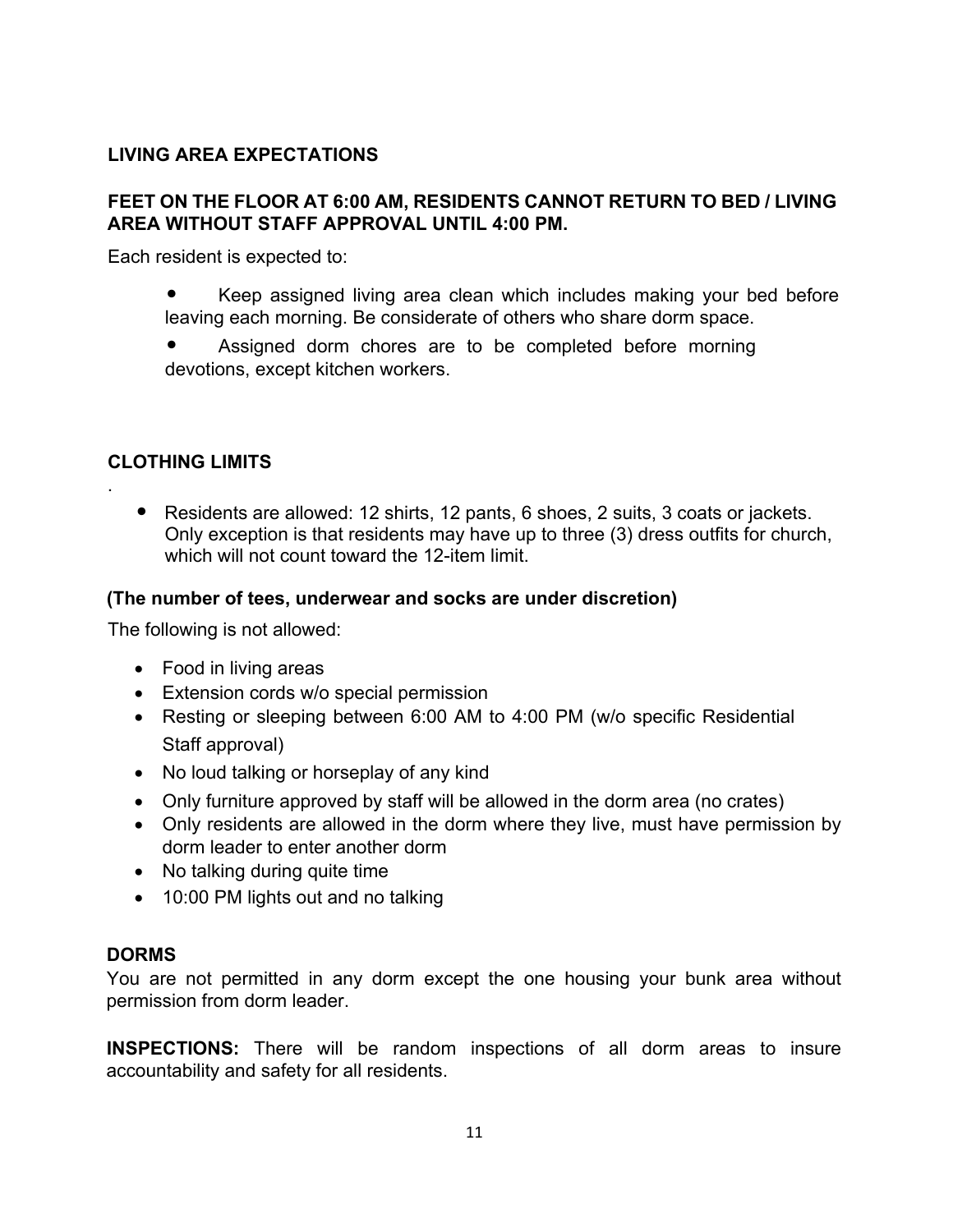**LIVING AREA EXPECTATIONS**

**FEET ON THE FLOOR AT 6:00 AM, RESIDENTS CANNOT RETURN TO BED / LIVING AREA WITHOUT STAFF APPROVAL UNTIL 4:00 PM.**

Each resident is expected to:

- Keep assigned living area clean which includes making your bed before leaving each morning. Be considerate of others who share dorm space.
- Assigned dorm chores are to be completed before morning devotions, except kitchen workers.

**CLOTHING LIMITS**

.

- Residents are allowed: 12 shirts, 12 pants, 6 shoes, 2 suits, 3 coats or jackets. Only exception is that residents may have up to three (3) dress outfits for church, which will not count toward the 12-item limit.

**(The number of tees, underwear and socks are under discretion)**

The following is not allowed:

- Food in living areas
- Extension cords w/o special permission
- Resting or sleeping between 6:00 AM to 4:00 PM (w/o specific Residential Staff approval)
- No loud talking or horseplay of any kind
- Only furniture approved by staff will be allowed in the dorm area (no crates)
- Only residents are allowed in the dorm where they live, must have permission by dorm leader to enter another dorm
- No talking during quite time
- 10:00 PM lights out and no talking

**DORMS**

You are not permitted in any dorm except the one housing your bunk area without permission from dorm leader.

**INSPECTIONS:** There will be random inspections of all dorm areas to insure accountability and safety for all residents.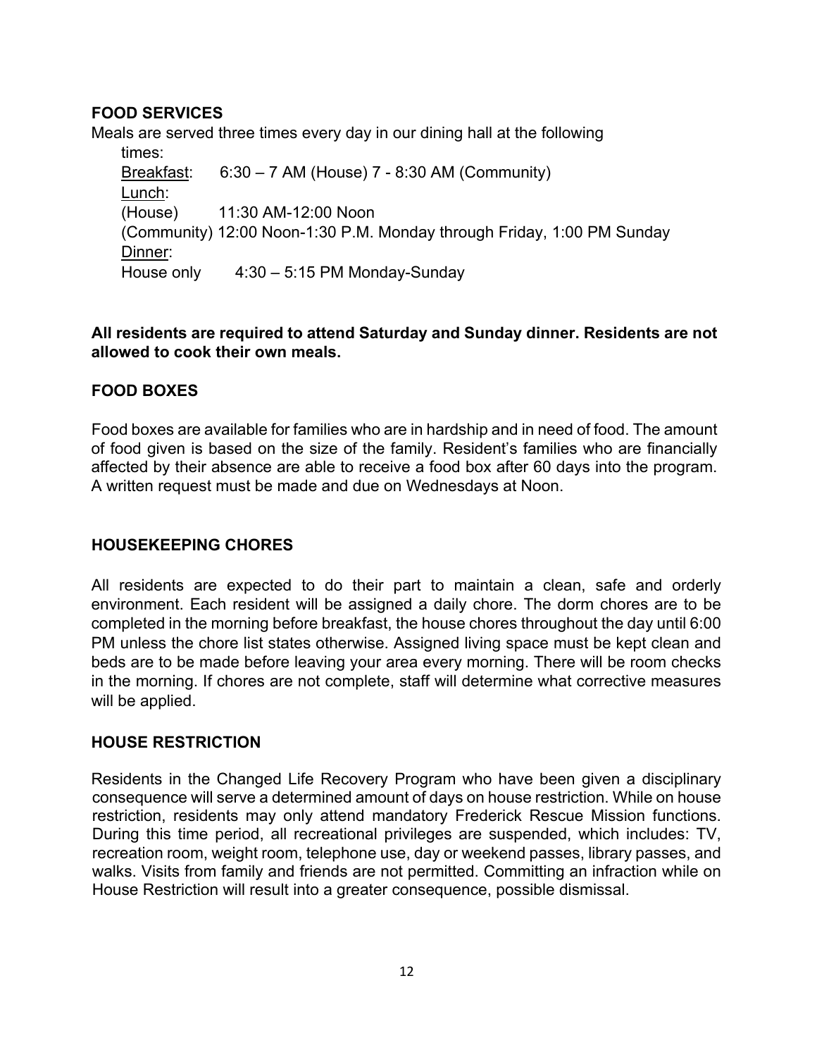## FOOD SERVICES

Meals are served three times every day in our dining hall at the following times:

Breakfast: 6:30 – 7 AM (House) 7 - 8:30 AM (Community)

Lunch:

(House) 11:30 AM-12:00 Noon

(Community) 12:00 Noon-1:30 P.M. Monday through Friday, 1:00 PM Sunday

Dinner:

House only 4:30 – 5:15 PM Monday-Sunday

**All residents are required to attend Saturday and Sunday dinner. Residents are not allowed to cook their own meals.**

## FOOD BOXES

Food boxes are available for families who are in hardship and in need of food. The amount of food given is based on the size of the family. Resident's families who are financially affected by their absence are able to receive a food box after 60 days into the program. A written request must be made and due on Wednesdays at Noon.

## HOUSEKEEPING CHORES

All residents are expected to do their part to maintain a clean, safe and orderly environment. Each resident will be assigned a daily chore. The dorm chores are to be completed in the morning before breakfast, the house chores throughout the day until 6:00 PM unless the chore list states otherwise. Assigned living space must be kept clean and beds are to be made before leaving your area every morning. There will be room checks in the morning. If chores are not complete, staff will determine what corrective measures will be applied.

## HOUSE RESTRICTION

Residents in the Changed Life Recovery Program who have been given a disciplinary consequence will serve a determined amount of days on house restriction. While on house restriction, residents may only attend mandatory Frederick Rescue Mission functions. During this time period, all recreational privileges are suspended, which includes: TV, recreation room, weight room, telephone use, day or weekend passes, library passes, and walks. Visits from family and friends are not permitted. Committing an infraction while on House Restriction will result into a greater consequence, possible dismissal.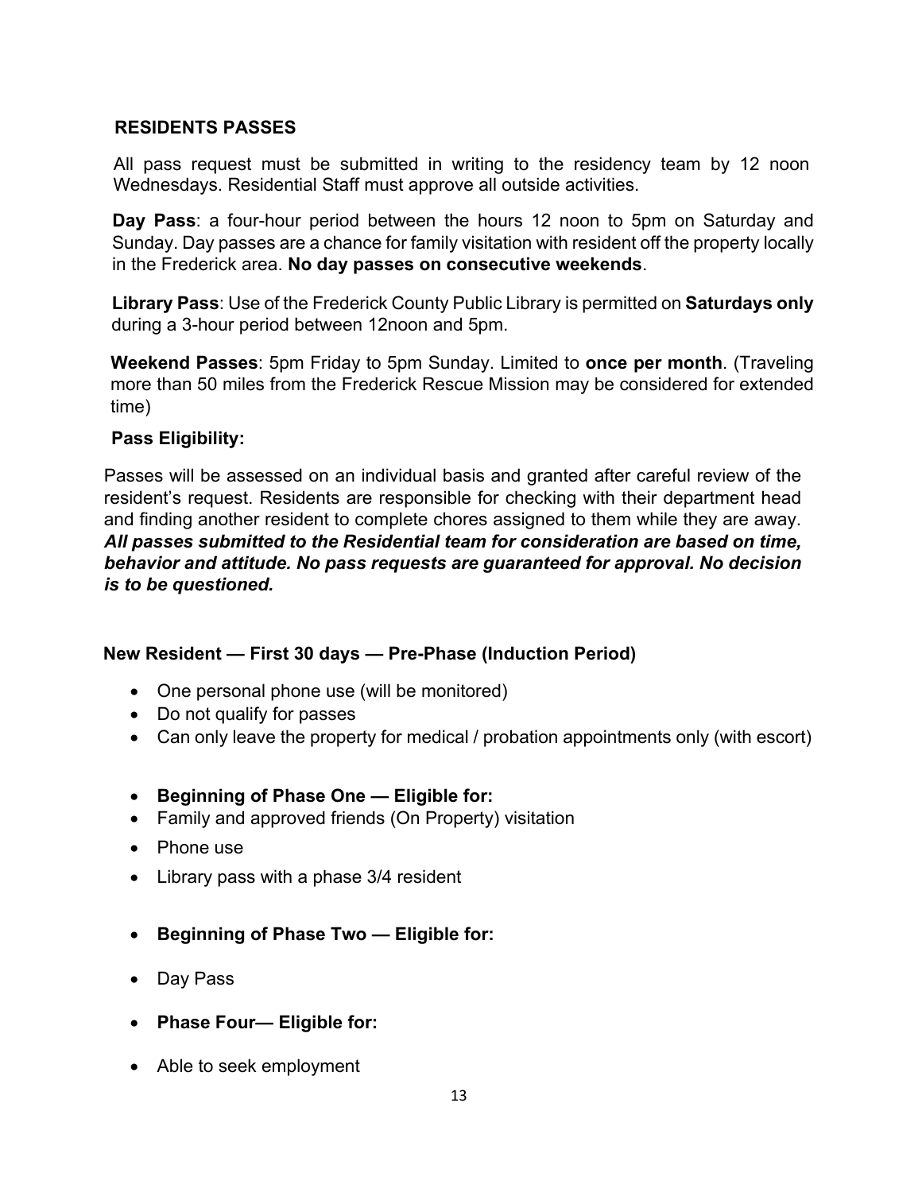## RESIDENTS PASSES

All pass request must be submitted in writing to the residency team by 12 noon Wednesdays. Residential Staff must approve all outside activities.

**Day Pass**: a four-hour period between the hours 12 noon to 5pm on Saturday and Sunday. Day passes are a chance for family visitation with resident off the property locally in the Frederick area. **No day passes on consecutive weekends**.

**Library Pass**: Use of the Frederick County Public Library is permitted on **Saturdays only** during a 3-hour period between 12noon and 5pm.

**Weekend Passes**: 5pm Friday to 5pm Sunday. Limited to **once per month**. (Traveling more than 50 miles from the Frederick Rescue Mission may be considered for extended time)

**Pass Eligibility:**

Passes will be assessed on an individual basis and granted after careful review of the resident's request. Residents are responsible for checking with their department head and finding another resident to complete chores assigned to them while they are away. ***All passes submitted to the Residential team for consideration are based on time, behavior and attitude. No pass requests are guaranteed for approval. No decision is to be questioned.***

**New Resident — First 30 days — Pre-Phase (Induction Period)**

- One personal phone use (will be monitored)
- Do not qualify for passes
- Can only leave the property for medical / probation appointments only (with escort)

- **Beginning of Phase One — Eligible for:**
- Family and approved friends (On Property) visitation
- Phone use
- Library pass with a phase 3/4 resident

- **Beginning of Phase Two — Eligible for:**
- Day Pass

- **Phase Four— Eligible for:**
- Able to seek employment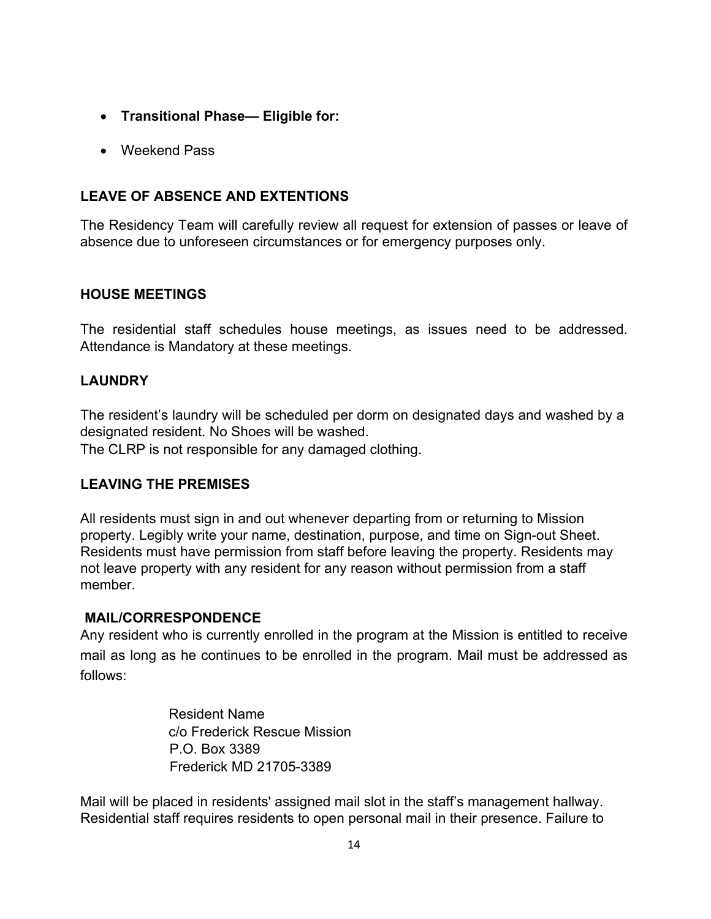- **Transitional Phase— Eligible for:**
- Weekend Pass

**LEAVE OF ABSENCE AND EXTENTIONS**

The Residency Team will carefully review all request for extension of passes or leave of absence due to unforeseen circumstances or for emergency purposes only.

**HOUSE MEETINGS**

The residential staff schedules house meetings, as issues need to be addressed. Attendance is Mandatory at these meetings.

**LAUNDRY**

The resident's laundry will be scheduled per dorm on designated days and washed by a designated resident. No Shoes will be washed.
The CLRP is not responsible for any damaged clothing.

**LEAVING THE PREMISES**

All residents must sign in and out whenever departing from or returning to Mission property. Legibly write your name, destination, purpose, and time on Sign-out Sheet. Residents must have permission from staff before leaving the property. Residents may not leave property with any resident for any reason without permission from a staff member.

**MAIL/CORRESPONDENCE**

Any resident who is currently enrolled in the program at the Mission is entitled to receive mail as long as he continues to be enrolled in the program. Mail must be addressed as follows:

> Resident Name
> c/o Frederick Rescue Mission
> P.O. Box 3389
> Frederick MD 21705-3389

Mail will be placed in residents' assigned mail slot in the staff's management hallway. Residential staff requires residents to open personal mail in their presence. Failure to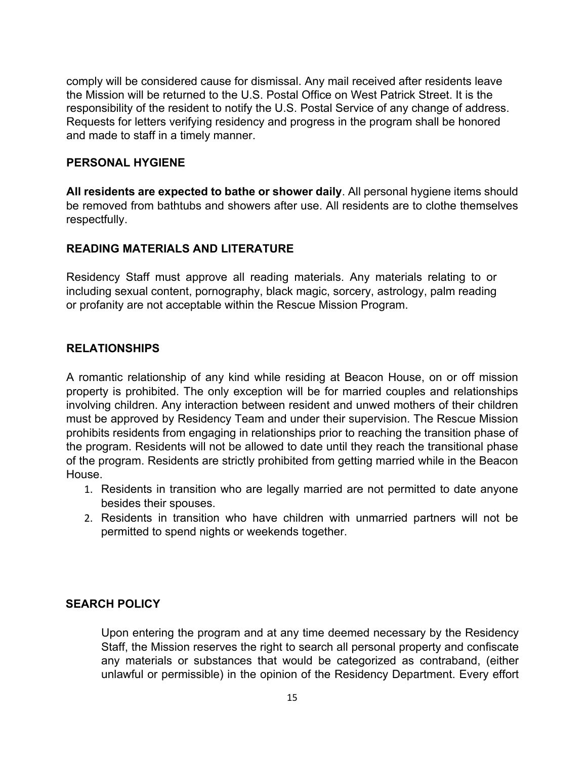comply will be considered cause for dismissal. Any mail received after residents leave the Mission will be returned to the U.S. Postal Office on West Patrick Street. It is the responsibility of the resident to notify the U.S. Postal Service of any change of address. Requests for letters verifying residency and progress in the program shall be honored and made to staff in a timely manner.

## PERSONAL HYGIENE

**All residents are expected to bathe or shower daily**. All personal hygiene items should be removed from bathtubs and showers after use. All residents are to clothe themselves respectfully.

## READING MATERIALS AND LITERATURE

Residency Staff must approve all reading materials. Any materials relating to or including sexual content, pornography, black magic, sorcery, astrology, palm reading or profanity are not acceptable within the Rescue Mission Program.

## RELATIONSHIPS

A romantic relationship of any kind while residing at Beacon House, on or off mission property is prohibited. The only exception will be for married couples and relationships involving children. Any interaction between resident and unwed mothers of their children must be approved by Residency Team and under their supervision. The Rescue Mission prohibits residents from engaging in relationships prior to reaching the transition phase of the program. Residents will not be allowed to date until they reach the transitional phase of the program. Residents are strictly prohibited from getting married while in the Beacon House.

1. Residents in transition who are legally married are not permitted to date anyone besides their spouses.
2. Residents in transition who have children with unmarried partners will not be permitted to spend nights or weekends together.

## SEARCH POLICY

Upon entering the program and at any time deemed necessary by the Residency Staff, the Mission reserves the right to search all personal property and confiscate any materials or substances that would be categorized as contraband, (either unlawful or permissible) in the opinion of the Residency Department. Every effort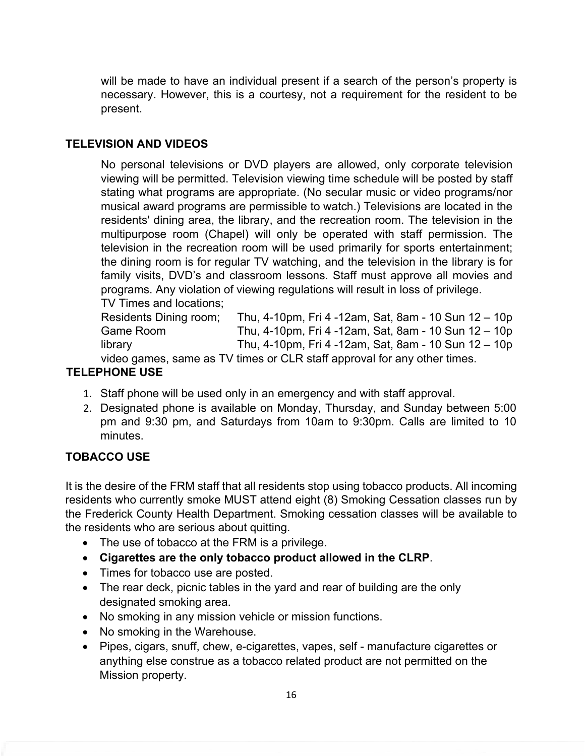will be made to have an individual present if a search of the person's property is necessary. However, this is a courtesy, not a requirement for the resident to be present.

## TELEVISION AND VIDEOS

No personal televisions or DVD players are allowed, only corporate television viewing will be permitted. Television viewing time schedule will be posted by staff stating what programs are appropriate. (No secular music or video programs/nor musical award programs are permissible to watch.) Televisions are located in the residents' dining area, the library, and the recreation room. The television in the multipurpose room (Chapel) will only be operated with staff permission. The television in the recreation room will be used primarily for sports entertainment; the dining room is for regular TV watching, and the television in the library is for family visits, DVD's and classroom lessons. Staff must approve all movies and programs. Any violation of viewing regulations will result in loss of privilege.

TV Times and locations;

| Location | Times |
|---|---|
| Residents Dining room; | Thu, 4-10pm, Fri 4 -12am, Sat, 8am - 10 Sun 12 – 10p |
| Game Room | Thu, 4-10pm, Fri 4 -12am, Sat, 8am - 10 Sun 12 – 10p |
| library | Thu, 4-10pm, Fri 4 -12am, Sat, 8am - 10 Sun 12 – 10p |

video games, same as TV times or CLR staff approval for any other times.

## TELEPHONE USE

1. Staff phone will be used only in an emergency and with staff approval.
2. Designated phone is available on Monday, Thursday, and Sunday between 5:00 pm and 9:30 pm, and Saturdays from 10am to 9:30pm. Calls are limited to 10 minutes.

## TOBACCO USE

It is the desire of the FRM staff that all residents stop using tobacco products. All incoming residents who currently smoke MUST attend eight (8) Smoking Cessation classes run by the Frederick County Health Department. Smoking cessation classes will be available to the residents who are serious about quitting.

- The use of tobacco at the FRM is a privilege.
- **Cigarettes are the only tobacco product allowed in the CLRP**.
- Times for tobacco use are posted.
- The rear deck, picnic tables in the yard and rear of building are the only designated smoking area.
- No smoking in any mission vehicle or mission functions.
- No smoking in the Warehouse.
- Pipes, cigars, snuff, chew, e-cigarettes, vapes, self - manufacture cigarettes or anything else construe as a tobacco related product are not permitted on the Mission property.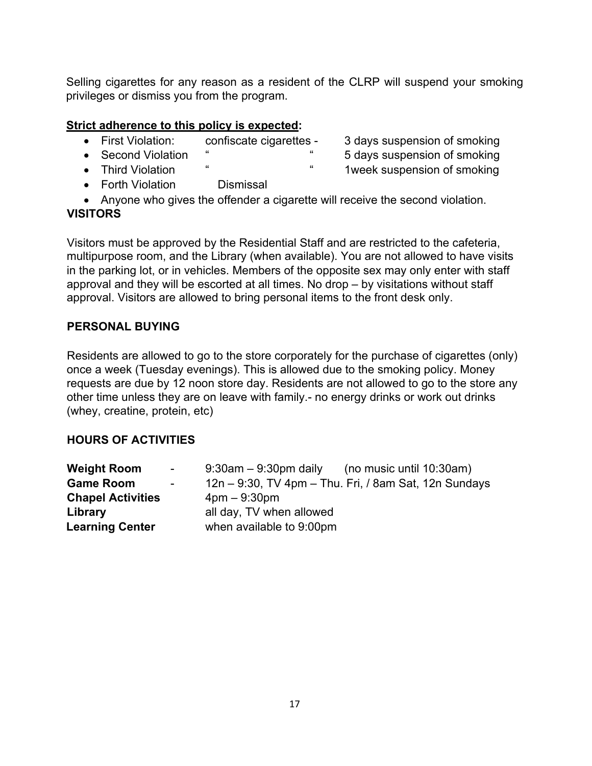Selling cigarettes for any reason as a resident of the CLRP will suspend your smoking privileges or dismiss you from the program.

**<u>Strict adherence to this policy is expected</u>:**

- First Violation: confiscate cigarettes - 3 days suspension of smoking
- Second Violation " " 5 days suspension of smoking
- Third Violation " " 1week suspension of smoking
- Forth Violation Dismissal
- Anyone who gives the offender a cigarette will receive the second violation.

**VISITORS**

Visitors must be approved by the Residential Staff and are restricted to the cafeteria, multipurpose room, and the Library (when available). You are not allowed to have visits in the parking lot, or in vehicles. Members of the opposite sex may only enter with staff approval and they will be escorted at all times. No drop – by visitations without staff approval. Visitors are allowed to bring personal items to the front desk only.

**PERSONAL BUYING**

Residents are allowed to go to the store corporately for the purchase of cigarettes (only) once a week (Tuesday evenings). This is allowed due to the smoking policy. Money requests are due by 12 noon store day. Residents are not allowed to go to the store any other time unless they are on leave with family.- no energy drinks or work out drinks (whey, creatine, protein, etc)

**HOURS OF ACTIVITIES**

| | |
|---|---|
| **Weight Room** - | 9:30am – 9:30pm daily (no music until 10:30am) |
| **Game Room** - | 12n – 9:30, TV 4pm – Thu. Fri, / 8am Sat, 12n Sundays |
| **Chapel Activities** | 4pm – 9:30pm |
| **Library** | all day, TV when allowed |
| **Learning Center** | when available to 9:00pm |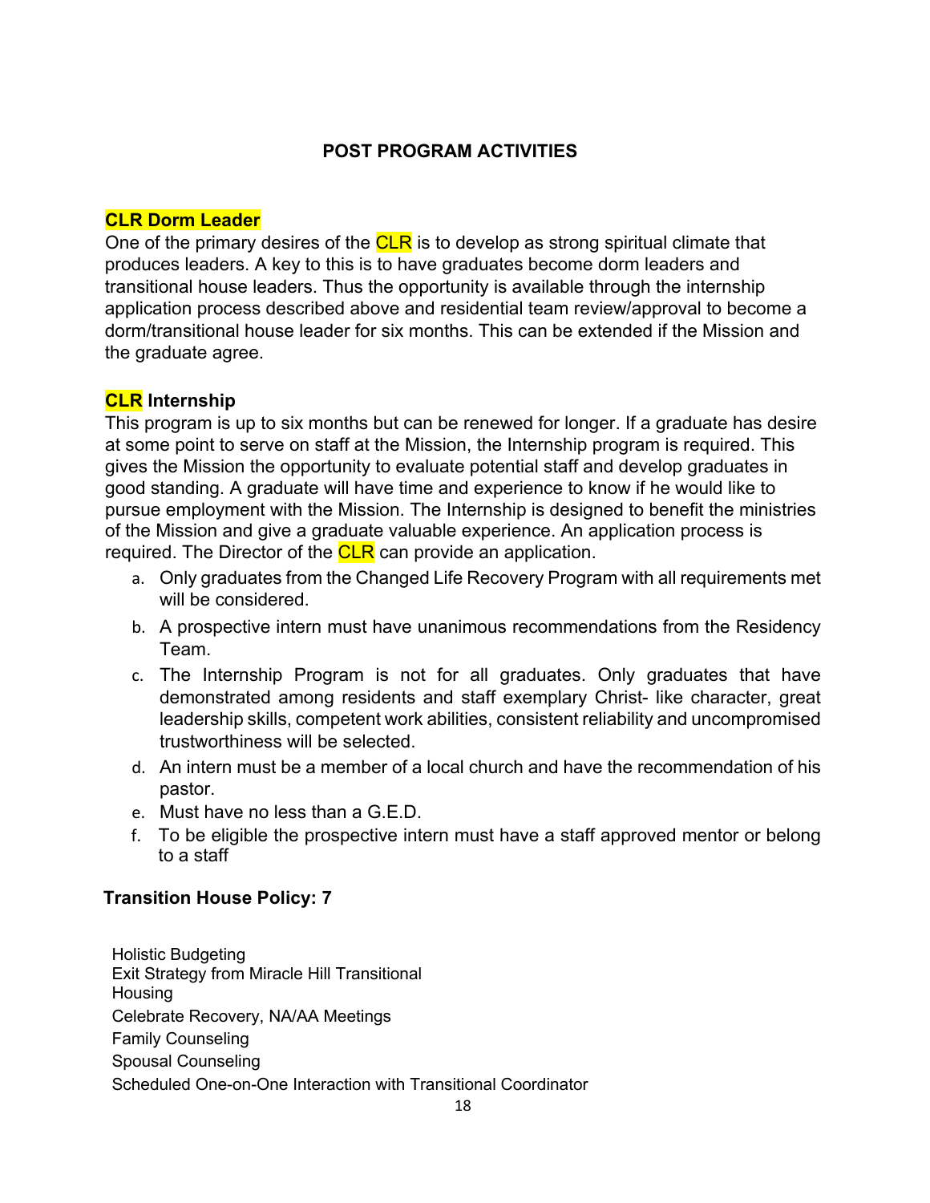## POST PROGRAM ACTIVITIES

### CLR Dorm Leader

One of the primary desires of the CLR is to develop as strong spiritual climate that produces leaders. A key to this is to have graduates become dorm leaders and transitional house leaders. Thus the opportunity is available through the internship application process described above and residential team review/approval to become a dorm/transitional house leader for six months. This can be extended if the Mission and the graduate agree.

### CLR Internship

This program is up to six months but can be renewed for longer. If a graduate has desire at some point to serve on staff at the Mission, the Internship program is required. This gives the Mission the opportunity to evaluate potential staff and develop graduates in good standing. A graduate will have time and experience to know if he would like to pursue employment with the Mission. The Internship is designed to benefit the ministries of the Mission and give a graduate valuable experience. An application process is required. The Director of the CLR can provide an application.

a. Only graduates from the Changed Life Recovery Program with all requirements met will be considered.
b. A prospective intern must have unanimous recommendations from the Residency Team.
c. The Internship Program is not for all graduates. Only graduates that have demonstrated among residents and staff exemplary Christ- like character, great leadership skills, competent work abilities, consistent reliability and uncompromised trustworthiness will be selected.
d. An intern must be a member of a local church and have the recommendation of his pastor.
e. Must have no less than a G.E.D.
f. To be eligible the prospective intern must have a staff approved mentor or belong to a staff

### Transition House Policy: 7

Holistic Budgeting
Exit Strategy from Miracle Hill Transitional Housing
Celebrate Recovery, NA/AA Meetings
Family Counseling
Spousal Counseling
Scheduled One-on-One Interaction with Transitional Coordinator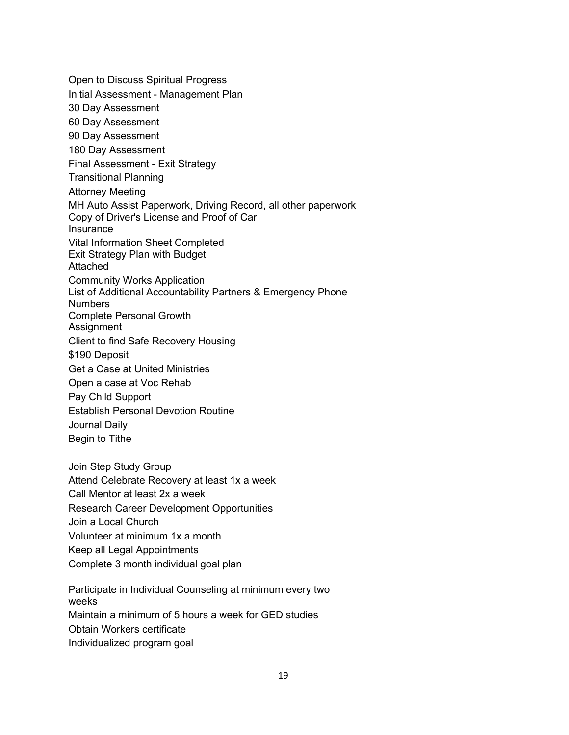Open to Discuss Spiritual Progress

Initial Assessment - Management Plan

30 Day Assessment

60 Day Assessment

90 Day Assessment

180 Day Assessment

Final Assessment - Exit Strategy

Transitional Planning

Attorney Meeting

MH Auto Assist Paperwork, Driving Record, all other paperwork

Copy of Driver's License and Proof of Car Insurance

Vital Information Sheet Completed

Exit Strategy Plan with Budget Attached

Community Works Application

List of Additional Accountability Partners & Emergency Phone Numbers

Complete Personal Growth Assignment

Client to find Safe Recovery Housing

$190 Deposit

Get a Case at United Ministries

Open a case at Voc Rehab

Pay Child Support

Establish Personal Devotion Routine

Journal Daily

Begin to Tithe

Join Step Study Group

Attend Celebrate Recovery at least 1x a week

Call Mentor at least 2x a week

Research Career Development Opportunities

Join a Local Church

Volunteer at minimum 1x a month

Keep all Legal Appointments

Complete 3 month individual goal plan

Participate in Individual Counseling at minimum every two weeks

Maintain a minimum of 5 hours a week for GED studies

Obtain Workers certificate

Individualized program goal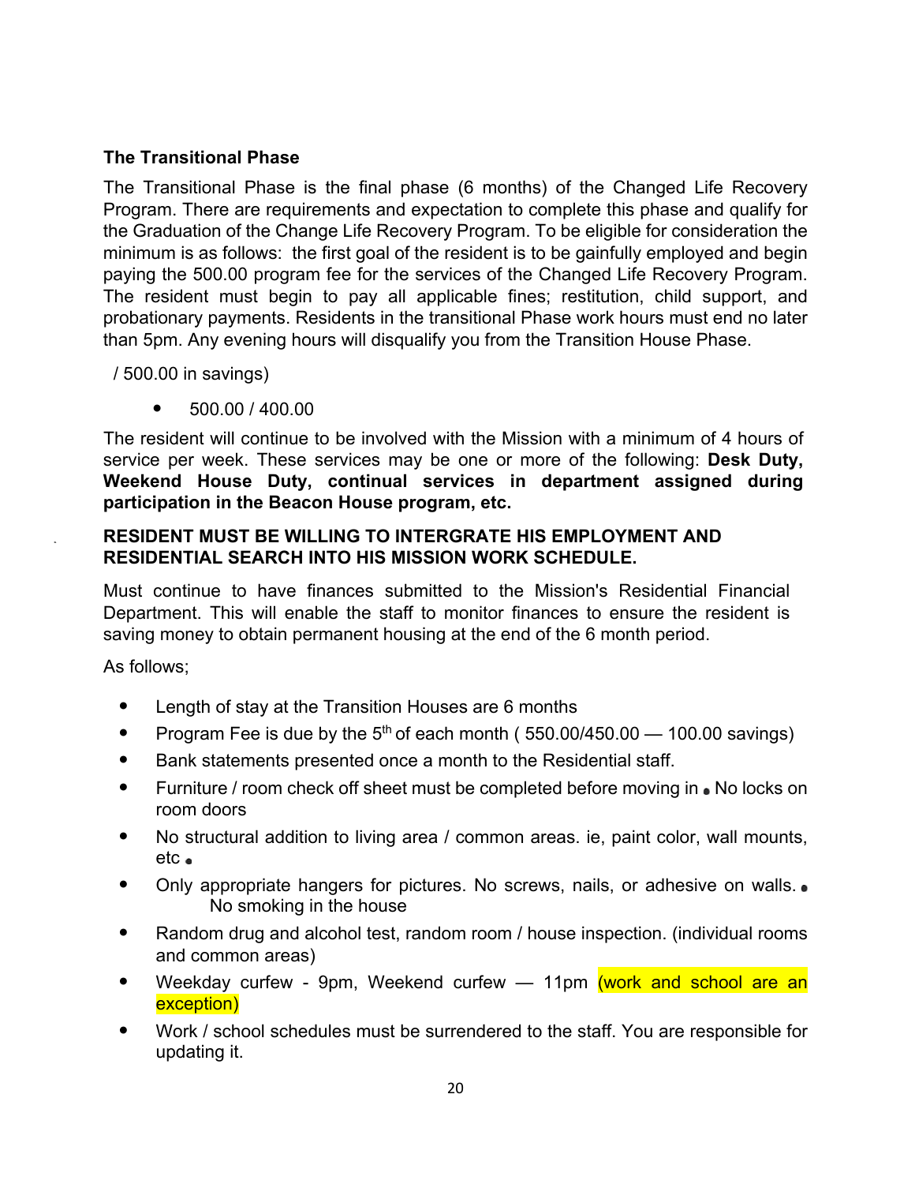**The Transitional Phase**

The Transitional Phase is the final phase (6 months) of the Changed Life Recovery Program. There are requirements and expectation to complete this phase and qualify for the Graduation of the Change Life Recovery Program. To be eligible for consideration the minimum is as follows: the first goal of the resident is to be gainfully employed and begin paying the 500.00 program fee for the services of the Changed Life Recovery Program. The resident must begin to pay all applicable fines; restitution, child support, and probationary payments. Residents in the transitional Phase work hours must end no later than 5pm. Any evening hours will disqualify you from the Transition House Phase.

/ 500.00 in savings)

- 500.00 / 400.00

The resident will continue to be involved with the Mission with a minimum of 4 hours of service per week. These services may be one or more of the following: **Desk Duty, Weekend House Duty, continual services in department assigned during participation in the Beacon House program, etc.**

**RESIDENT MUST BE WILLING TO INTERGRATE HIS EMPLOYMENT AND RESIDENTIAL SEARCH INTO HIS MISSION WORK SCHEDULE.**

Must continue to have finances submitted to the Mission's Residential Financial Department. This will enable the staff to monitor finances to ensure the resident is saving money to obtain permanent housing at the end of the 6 month period.

As follows;

- Length of stay at the Transition Houses are 6 months
- Program Fee is due by the 5th of each month ( 550.00/450.00 — 100.00 savings)
- Bank statements presented once a month to the Residential staff.
- Furniture / room check off sheet must be completed before moving in
- No locks on room doors
- No structural addition to living area / common areas. ie, paint color, wall mounts, etc
- Only appropriate hangers for pictures. No screws, nails, or adhesive on walls.
- No smoking in the house
- Random drug and alcohol test, random room / house inspection. (individual rooms and common areas)
- Weekday curfew - 9pm, Weekend curfew — 11pm (work and school are an exception)
- Work / school schedules must be surrendered to the staff. You are responsible for updating it.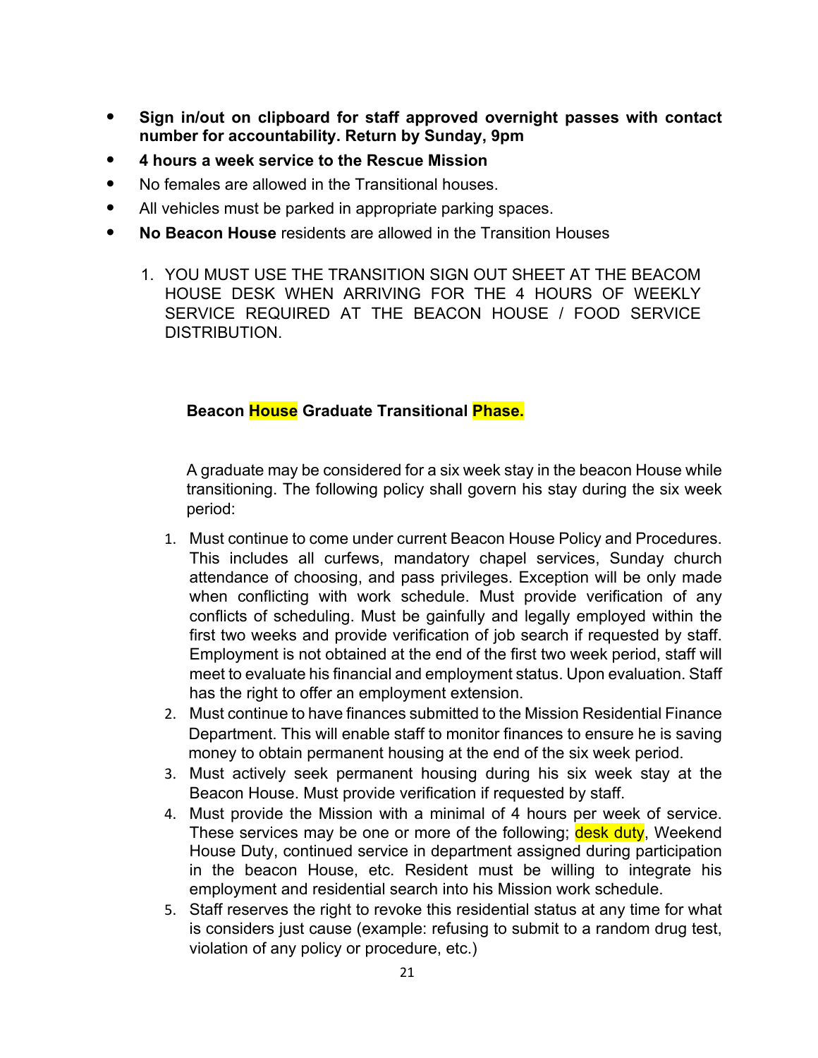- **Sign in/out on clipboard for staff approved overnight passes with contact number for accountability. Return by Sunday, 9pm**
- **4 hours a week service to the Rescue Mission**
- No females are allowed in the Transitional houses.
- All vehicles must be parked in appropriate parking spaces.
- **No Beacon House** residents are allowed in the Transition Houses

1. YOU MUST USE THE TRANSITION SIGN OUT SHEET AT THE BEACOM HOUSE DESK WHEN ARRIVING FOR THE 4 HOURS OF WEEKLY SERVICE REQUIRED AT THE BEACON HOUSE / FOOD SERVICE DISTRIBUTION.

**Beacon House Graduate Transitional Phase.**

A graduate may be considered for a six week stay in the beacon House while transitioning. The following policy shall govern his stay during the six week period:

1. Must continue to come under current Beacon House Policy and Procedures. This includes all curfews, mandatory chapel services, Sunday church attendance of choosing, and pass privileges. Exception will be only made when conflicting with work schedule. Must provide verification of any conflicts of scheduling. Must be gainfully and legally employed within the first two weeks and provide verification of job search if requested by staff. Employment is not obtained at the end of the first two week period, staff will meet to evaluate his financial and employment status. Upon evaluation. Staff has the right to offer an employment extension.
2. Must continue to have finances submitted to the Mission Residential Finance Department. This will enable staff to monitor finances to ensure he is saving money to obtain permanent housing at the end of the six week period.
3. Must actively seek permanent housing during his six week stay at the Beacon House. Must provide verification if requested by staff.
4. Must provide the Mission with a minimal of 4 hours per week of service. These services may be one or more of the following; desk duty, Weekend House Duty, continued service in department assigned during participation in the beacon House, etc. Resident must be willing to integrate his employment and residential search into his Mission work schedule.
5. Staff reserves the right to revoke this residential status at any time for what is considers just cause (example: refusing to submit to a random drug test, violation of any policy or procedure, etc.)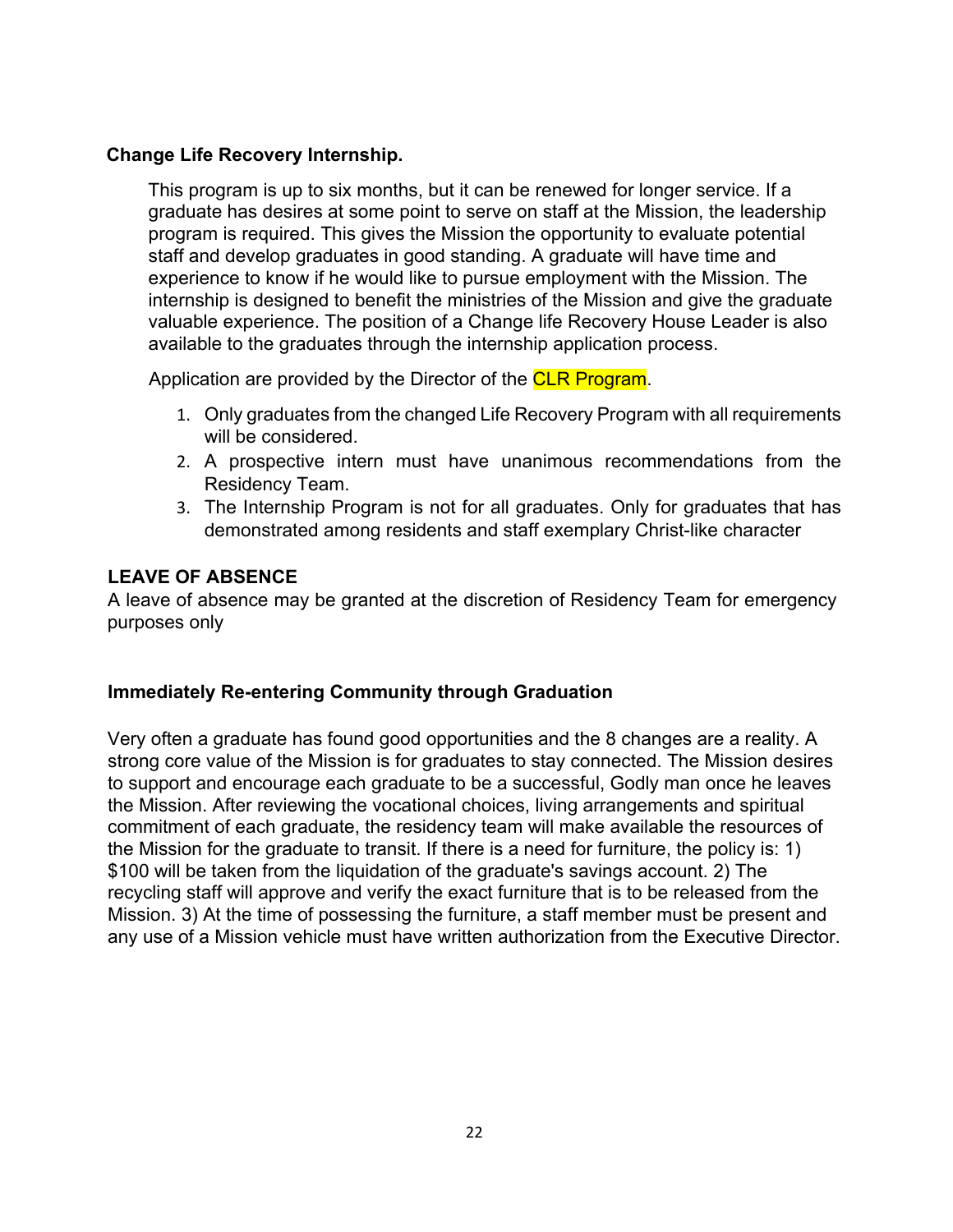**Change Life Recovery Internship.**

This program is up to six months, but it can be renewed for longer service. If a graduate has desires at some point to serve on staff at the Mission, the leadership program is required. This gives the Mission the opportunity to evaluate potential staff and develop graduates in good standing. A graduate will have time and experience to know if he would like to pursue employment with the Mission. The internship is designed to benefit the ministries of the Mission and give the graduate valuable experience. The position of a Change life Recovery House Leader is also available to the graduates through the internship application process.

Application are provided by the Director of the CLR Program.

1. Only graduates from the changed Life Recovery Program with all requirements will be considered.
2. A prospective intern must have unanimous recommendations from the Residency Team.
3. The Internship Program is not for all graduates. Only for graduates that has demonstrated among residents and staff exemplary Christ-like character

**LEAVE OF ABSENCE**

A leave of absence may be granted at the discretion of Residency Team for emergency purposes only

**Immediately Re-entering Community through Graduation**

Very often a graduate has found good opportunities and the 8 changes are a reality. A strong core value of the Mission is for graduates to stay connected. The Mission desires to support and encourage each graduate to be a successful, Godly man once he leaves the Mission. After reviewing the vocational choices, living arrangements and spiritual commitment of each graduate, the residency team will make available the resources of the Mission for the graduate to transit. If there is a need for furniture, the policy is: 1) $100 will be taken from the liquidation of the graduate's savings account. 2) The recycling staff will approve and verify the exact furniture that is to be released from the Mission. 3) At the time of possessing the furniture, a staff member must be present and any use of a Mission vehicle must have written authorization from the Executive Director.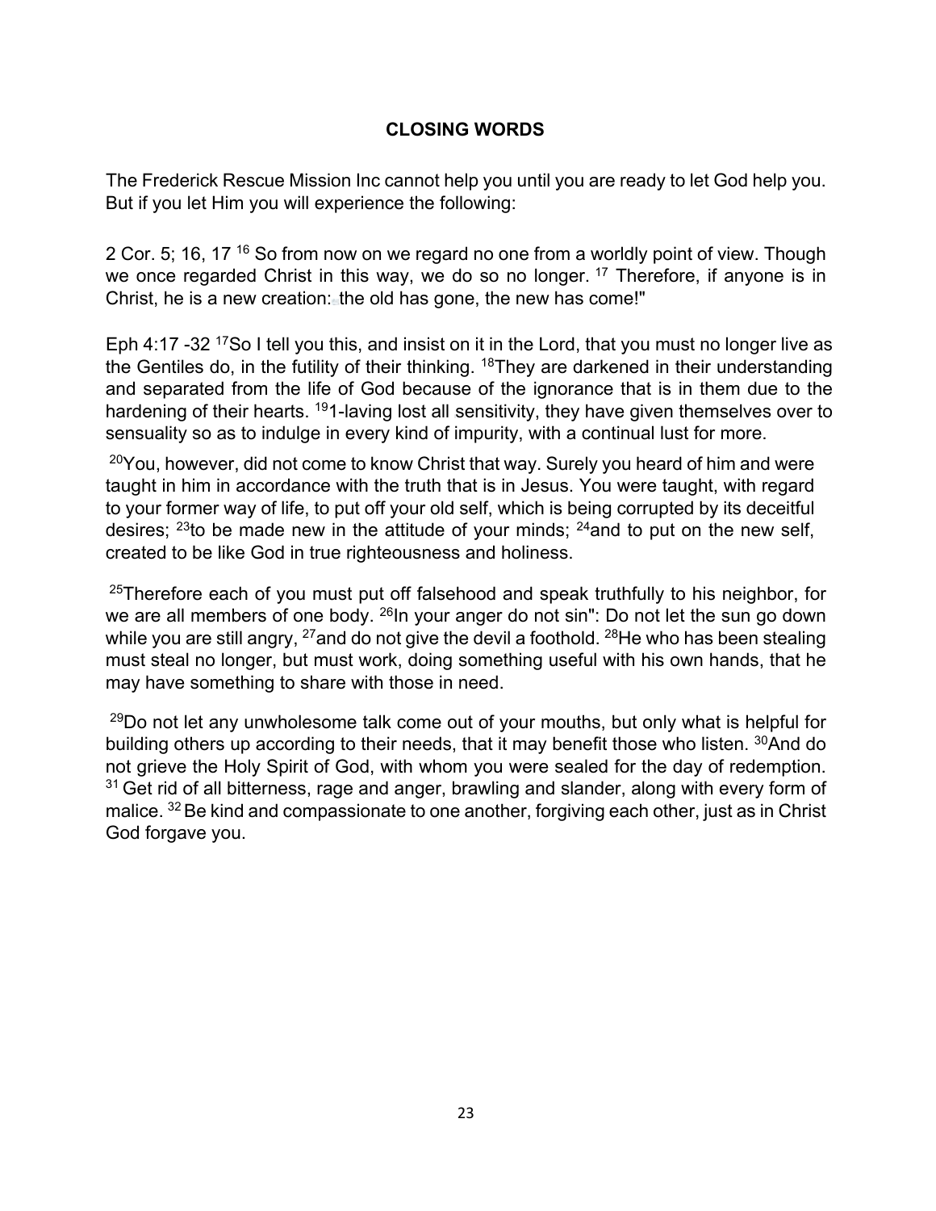## CLOSING WORDS

The Frederick Rescue Mission Inc cannot help you until you are ready to let God help you. But if you let Him you will experience the following:

2 Cor. 5; 16, 17 [16] So from now on we regard no one from a worldly point of view. Though we once regarded Christ in this way, we do so no longer. [17] Therefore, if anyone is in Christ, he is a new creation: the old has gone, the new has come!"

Eph 4:17 -32 [17]So I tell you this, and insist on it in the Lord, that you must no longer live as the Gentiles do, in the futility of their thinking. [18]They are darkened in their understanding and separated from the life of God because of the ignorance that is in them due to the hardening of their hearts. [19]1-laving lost all sensitivity, they have given themselves over to sensuality so as to indulge in every kind of impurity, with a continual lust for more.

[20]You, however, did not come to know Christ that way. Surely you heard of him and were taught in him in accordance with the truth that is in Jesus. You were taught, with regard to your former way of life, to put off your old self, which is being corrupted by its deceitful desires; [23]to be made new in the attitude of your minds; [24]and to put on the new self, created to be like God in true righteousness and holiness.

[25]Therefore each of you must put off falsehood and speak truthfully to his neighbor, for we are all members of one body. [26]In your anger do not sin": Do not let the sun go down while you are still angry, [27]and do not give the devil a foothold. [28]He who has been stealing must steal no longer, but must work, doing something useful with his own hands, that he may have something to share with those in need.

[29]Do not let any unwholesome talk come out of your mouths, but only what is helpful for building others up according to their needs, that it may benefit those who listen. [30]And do not grieve the Holy Spirit of God, with whom you were sealed for the day of redemption. [31] Get rid of all bitterness, rage and anger, brawling and slander, along with every form of malice. [32] Be kind and compassionate to one another, forgiving each other, just as in Christ God forgave you.